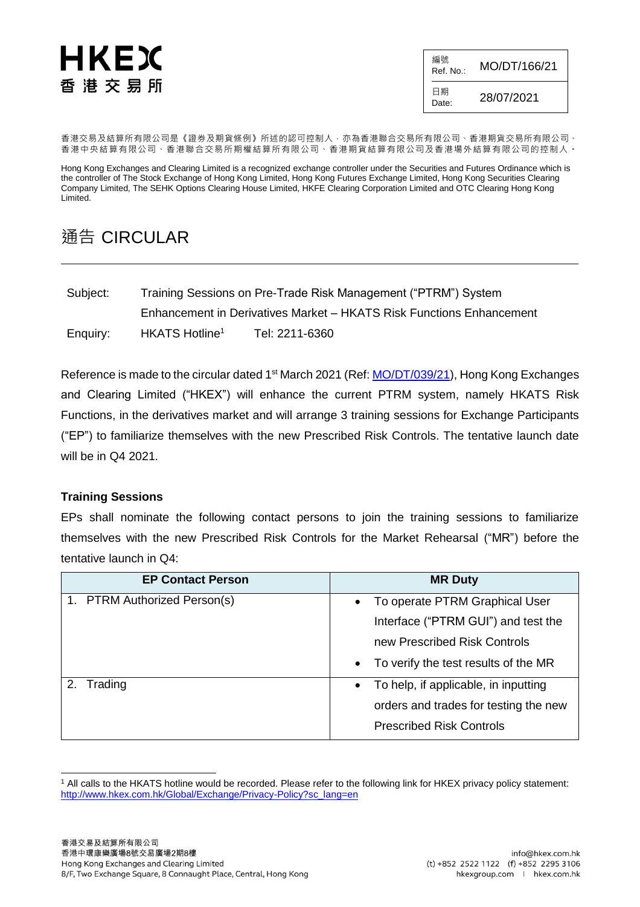HKEX
香港交易所

| 編號 Ref. No.: | MO/DT/166/21 |
|---|---|
| 日期 Date: | 28/07/2021 |

香港交易及結算所有限公司是《證券及期貨條例》所述的認可控制人，亦為香港聯合交易所有限公司、香港期貨交易所有限公司、香港中央結算有限公司、香港聯合交易所期權結算所有限公司、香港期貨結算有限公司及香港場外結算有限公司的控制人。

Hong Kong Exchanges and Clearing Limited is a recognized exchange controller under the Securities and Futures Ordinance which is the controller of The Stock Exchange of Hong Kong Limited, Hong Kong Futures Exchange Limited, Hong Kong Securities Clearing Company Limited, The SEHK Options Clearing House Limited, HKFE Clearing Corporation Limited and OTC Clearing Hong Kong Limited.

# 通告 CIRCULAR

Subject: Training Sessions on Pre-Trade Risk Management ("PTRM") System Enhancement in Derivatives Market – HKATS Risk Functions Enhancement

Enquiry: HKATS Hotline[1] Tel: 2211-6360

Reference is made to the circular dated 1st March 2021 (Ref: MO/DT/039/21), Hong Kong Exchanges and Clearing Limited ("HKEX") will enhance the current PTRM system, namely HKATS Risk Functions, in the derivatives market and will arrange 3 training sessions for Exchange Participants ("EP") to familiarize themselves with the new Prescribed Risk Controls. The tentative launch date will be in Q4 2021.

**Training Sessions**

EPs shall nominate the following contact persons to join the training sessions to familiarize themselves with the new Prescribed Risk Controls for the Market Rehearsal ("MR") before the tentative launch in Q4:

| EP Contact Person | MR Duty |
|---|---|
| 1. PTRM Authorized Person(s) | • To operate PTRM Graphical User Interface ("PTRM GUI") and test the new Prescribed Risk Controls<br>• To verify the test results of the MR |
| 2. Trading | • To help, if applicable, in inputting orders and trades for testing the new Prescribed Risk Controls |

[1] All calls to the HKATS hotline would be recorded. Please refer to the following link for HKEX privacy policy statement: http://www.hkex.com.hk/Global/Exchange/Privacy-Policy?sc_lang=en

香港交易及結算所有限公司
香港中環康樂廣場8號交易廣場2期8樓
Hong Kong Exchanges and Clearing Limited
8/F, Two Exchange Square, 8 Connaught Place, Central, Hong Kong

info@hkex.com.hk
(t) +852 2522 1122 (f) +852 2295 3106
hkexgroup.com | hkex.com.hk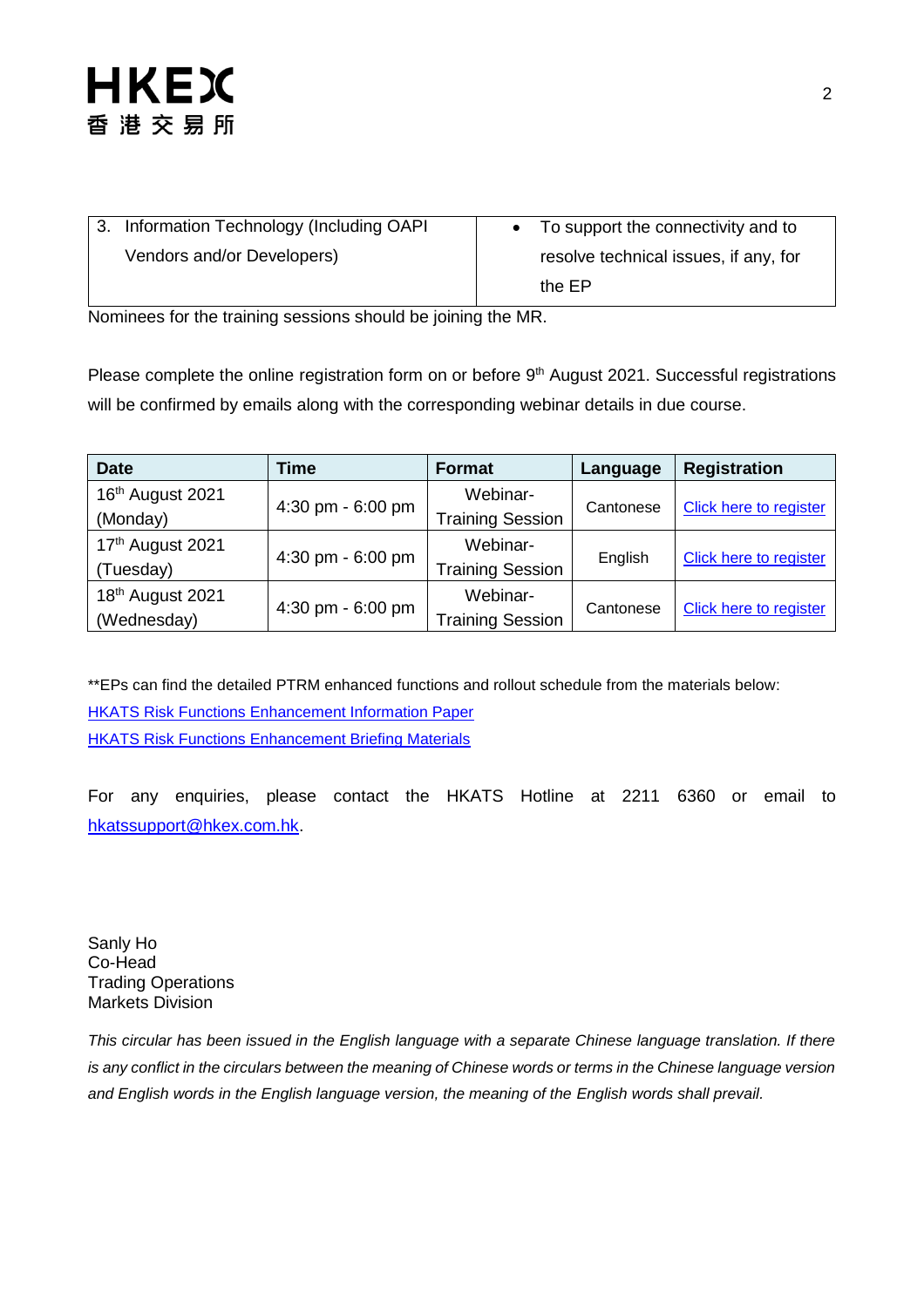| | |
|---|---|
| 3. Information Technology (Including OAPI Vendors and/or Developers) | • To support the connectivity and to resolve technical issues, if any, for the EP |

Nominees for the training sessions should be joining the MR.

Please complete the online registration form on or before 9th August 2021. Successful registrations will be confirmed by emails along with the corresponding webinar details in due course.

| Date | Time | Format | Language | Registration |
|---|---|---|---|---|
| 16th August 2021 (Monday) | 4:30 pm - 6:00 pm | Webinar-Training Session | Cantonese | Click here to register |
| 17th August 2021 (Tuesday) | 4:30 pm - 6:00 pm | Webinar-Training Session | English | Click here to register |
| 18th August 2021 (Wednesday) | 4:30 pm - 6:00 pm | Webinar-Training Session | Cantonese | Click here to register |

**EPs can find the detailed PTRM enhanced functions and rollout schedule from the materials below:
HKATS Risk Functions Enhancement Information Paper
HKATS Risk Functions Enhancement Briefing Materials

For any enquiries, please contact the HKATS Hotline at 2211 6360 or email to hkatssupport@hkex.com.hk.

Sanly Ho
Co-Head
Trading Operations
Markets Division

*This circular has been issued in the English language with a separate Chinese language translation. If there is any conflict in the circulars between the meaning of Chinese words or terms in the Chinese language version and English words in the English language version, the meaning of the English words shall prevail.*